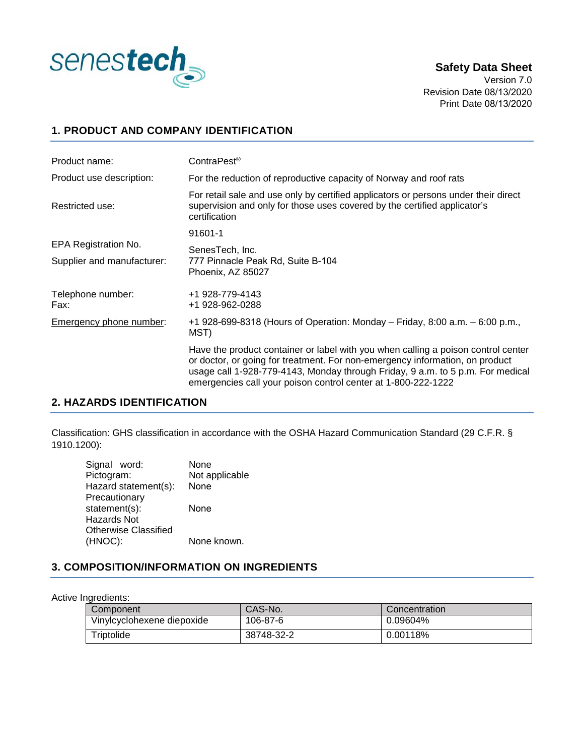senestech

**Safety Data Sheet**
Version 7.0
Revision Date 08/13/2020
Print Date 08/13/2020

## 1. PRODUCT AND COMPANY IDENTIFICATION

| | |
|---|---|
| Product name: | ContraPest® |
| Product use description: | For the reduction of reproductive capacity of Norway and roof rats |
| Restricted use: | For retail sale and use only by certified applicators or persons under their direct supervision and only for those uses covered by the certified applicator's certification |
| EPA Registration No. | 91601-1 |
| Supplier and manufacturer: | SenesTech, Inc.<br>777 Pinnacle Peak Rd, Suite B-104<br>Phoenix, AZ 85027 |
| Telephone number:<br>Fax: | +1 928-779-4143<br>+1 928-962-0288 |
| Emergency phone number: | +1 928-699-8318 (Hours of Operation: Monday – Friday, 8:00 a.m. – 6:00 p.m., MST) |
| | Have the product container or label with you when calling a poison control center or doctor, or going for treatment. For non-emergency information, on product usage call 1-928-779-4143, Monday through Friday, 9 a.m. to 5 p.m. For medical emergencies call your poison control center at 1-800-222-1222 |

## 2. HAZARDS IDENTIFICATION

Classification: GHS classification in accordance with the OSHA Hazard Communication Standard (29 C.F.R. § 1910.1200):

| | |
|---|---|
| Signal word: | None |
| Pictogram: | Not applicable |
| Hazard statement(s): | None |
| Precautionary statement(s): | None |
| Hazards Not Otherwise Classified (HNOC): | None known. |

## 3. COMPOSITION/INFORMATION ON INGREDIENTS

Active Ingredients:

| Component | CAS-No. | Concentration |
|---|---|---|
| Vinylcyclohexene diepoxide | 106-87-6 | 0.09604% |
| Triptolide | 38748-32-2 | 0.00118% |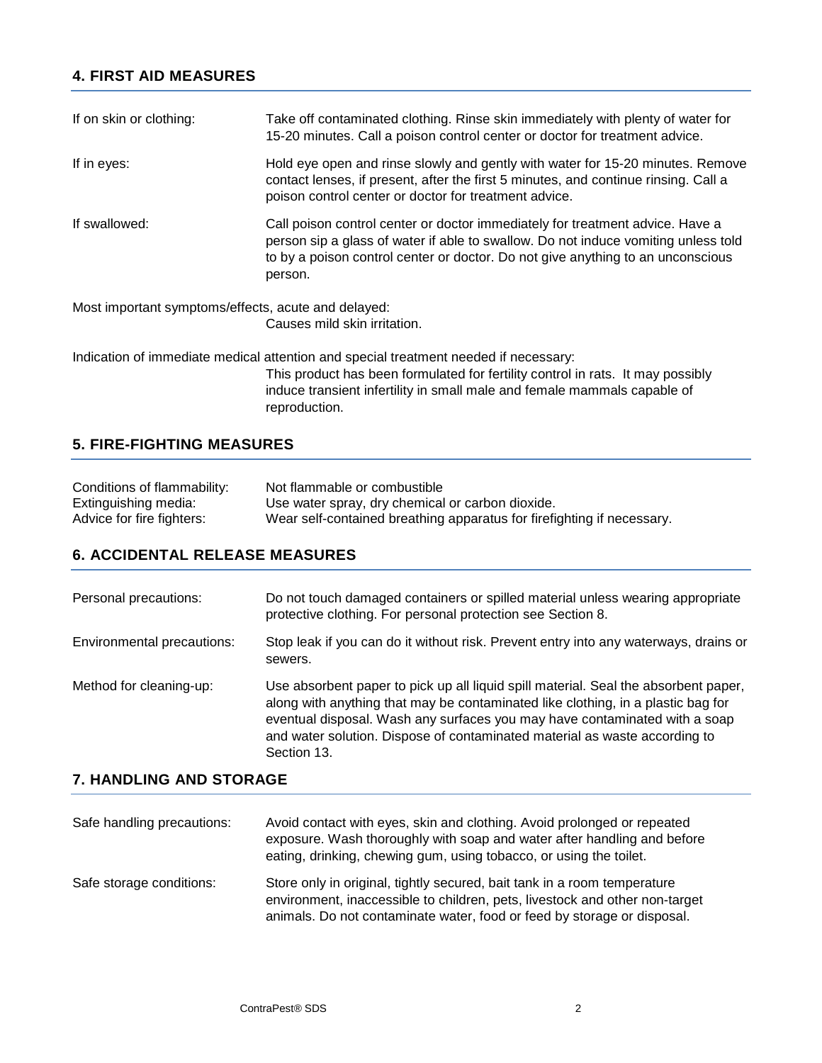## 4. FIRST AID MEASURES

| | |
|---|---|
| If on skin or clothing: | Take off contaminated clothing. Rinse skin immediately with plenty of water for 15-20 minutes. Call a poison control center or doctor for treatment advice. |
| If in eyes: | Hold eye open and rinse slowly and gently with water for 15-20 minutes. Remove contact lenses, if present, after the first 5 minutes, and continue rinsing. Call a poison control center or doctor for treatment advice. |
| If swallowed: | Call poison control center or doctor immediately for treatment advice. Have a person sip a glass of water if able to swallow. Do not induce vomiting unless told to by a poison control center or doctor. Do not give anything to an unconscious person. |

Most important symptoms/effects, acute and delayed:

Causes mild skin irritation.

Indication of immediate medical attention and special treatment needed if necessary:

This product has been formulated for fertility control in rats. It may possibly induce transient infertility in small male and female mammals capable of reproduction.

## 5. FIRE-FIGHTING MEASURES

| | |
|---|---|
| Conditions of flammability: | Not flammable or combustible |
| Extinguishing media: | Use water spray, dry chemical or carbon dioxide. |
| Advice for fire fighters: | Wear self-contained breathing apparatus for firefighting if necessary. |

## 6. ACCIDENTAL RELEASE MEASURES

| | |
|---|---|
| Personal precautions: | Do not touch damaged containers or spilled material unless wearing appropriate protective clothing. For personal protection see Section 8. |
| Environmental precautions: | Stop leak if you can do it without risk. Prevent entry into any waterways, drains or sewers. |
| Method for cleaning-up: | Use absorbent paper to pick up all liquid spill material. Seal the absorbent paper, along with anything that may be contaminated like clothing, in a plastic bag for eventual disposal. Wash any surfaces you may have contaminated with a soap and water solution. Dispose of contaminated material as waste according to Section 13. |

## 7. HANDLING AND STORAGE

| | |
|---|---|
| Safe handling precautions: | Avoid contact with eyes, skin and clothing. Avoid prolonged or repeated exposure. Wash thoroughly with soap and water after handling and before eating, drinking, chewing gum, using tobacco, or using the toilet. |
| Safe storage conditions: | Store only in original, tightly secured, bait tank in a room temperature environment, inaccessible to children, pets, livestock and other non-target animals. Do not contaminate water, food or feed by storage or disposal. |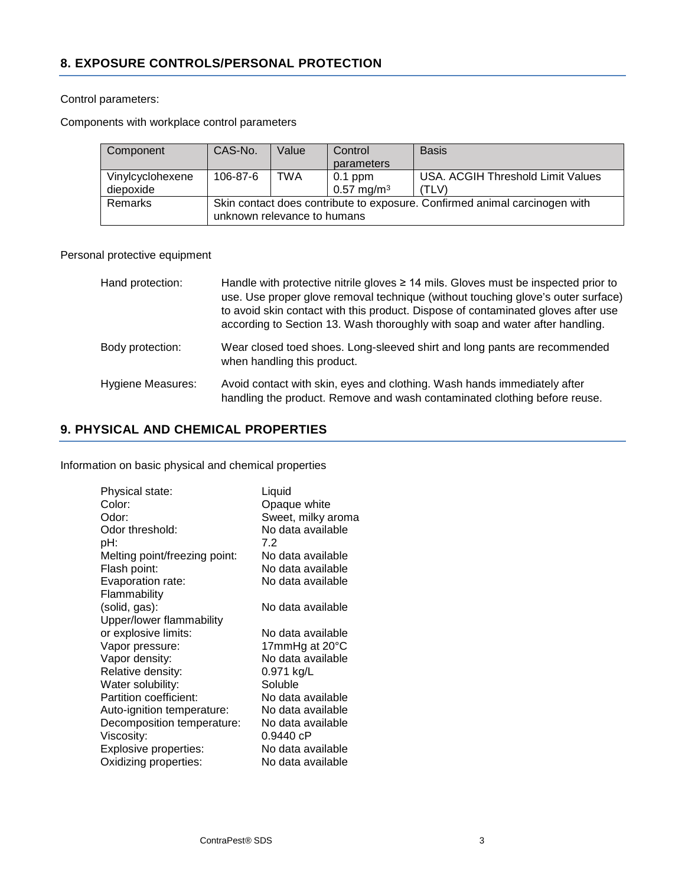## 8. EXPOSURE CONTROLS/PERSONAL PROTECTION

Control parameters:

Components with workplace control parameters

| Component | CAS-No. | Value | Control parameters | Basis |
|---|---|---|---|---|
| Vinylcyclohexene diepoxide | 106-87-6 | TWA | 0.1 ppm<br>0.57 mg/m$^3$ | USA. ACGIH Threshold Limit Values (TLV) |
| Remarks | Skin contact does contribute to exposure. Confirmed animal carcinogen with unknown relevance to humans | | | |

Personal protective equipment

Hand protection: Handle with protective nitrile gloves ≥ 14 mils. Gloves must be inspected prior to use. Use proper glove removal technique (without touching glove's outer surface) to avoid skin contact with this product. Dispose of contaminated gloves after use according to Section 13. Wash thoroughly with soap and water after handling.

Body protection: Wear closed toed shoes. Long-sleeved shirt and long pants are recommended when handling this product.

Hygiene Measures: Avoid contact with skin, eyes and clothing. Wash hands immediately after handling the product. Remove and wash contaminated clothing before reuse.

## 9. PHYSICAL AND CHEMICAL PROPERTIES

Information on basic physical and chemical properties

| | |
|---|---|
| Physical state: | Liquid |
| Color: | Opaque white |
| Odor: | Sweet, milky aroma |
| Odor threshold: | No data available |
| pH: | 7.2 |
| Melting point/freezing point: | No data available |
| Flash point: | No data available |
| Evaporation rate: | No data available |
| Flammability (solid, gas): | No data available |
| Upper/lower flammability or explosive limits: | No data available |
| Vapor pressure: | 17mmHg at 20°C |
| Vapor density: | No data available |
| Relative density: | 0.971 kg/L |
| Water solubility: | Soluble |
| Partition coefficient: | No data available |
| Auto-ignition temperature: | No data available |
| Decomposition temperature: | No data available |
| Viscosity: | 0.9440 cP |
| Explosive properties: | No data available |
| Oxidizing properties: | No data available |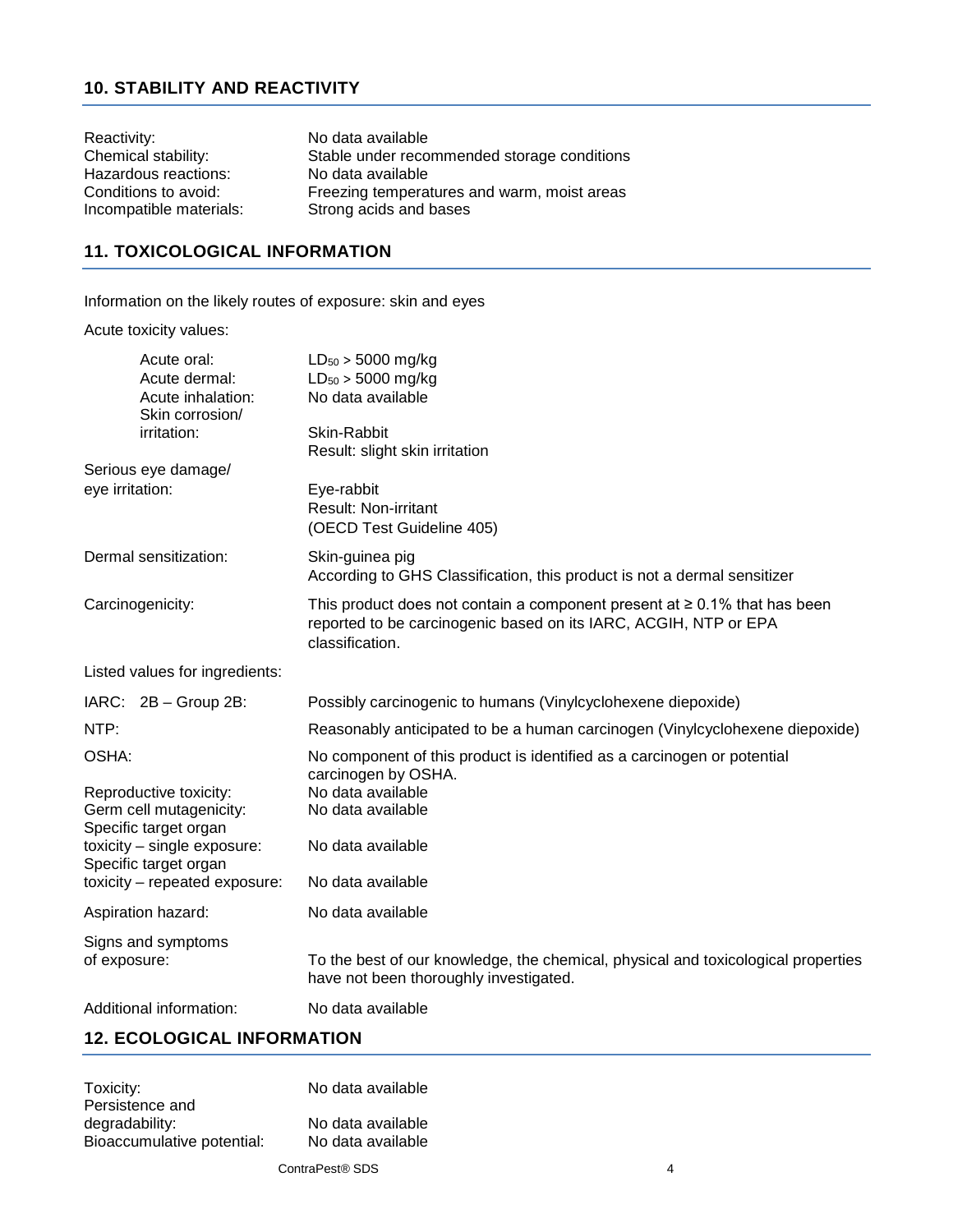## 10. STABILITY AND REACTIVITY

| | |
|---|---|
| Reactivity: | No data available |
| Chemical stability: | Stable under recommended storage conditions |
| Hazardous reactions: | No data available |
| Conditions to avoid: | Freezing temperatures and warm, moist areas |
| Incompatible materials: | Strong acids and bases |

## 11. TOXICOLOGICAL INFORMATION

Information on the likely routes of exposure: skin and eyes

Acute toxicity values:

| | |
|---|---|
| Acute oral: | $LD_{50}$ > 5000 mg/kg |
| Acute dermal: | $LD_{50}$ > 5000 mg/kg |
| Acute inhalation: | No data available |
| Skin corrosion/ irritation: | Skin-Rabbit<br>Result: slight skin irritation |
| Serious eye damage/ eye irritation: | Eye-rabbit<br>Result: Non-irritant<br>(OECD Test Guideline 405) |
| Dermal sensitization: | Skin-guinea pig<br>According to GHS Classification, this product is not a dermal sensitizer |
| Carcinogenicity: | This product does not contain a component present at ≥ 0.1% that has been reported to be carcinogenic based on its IARC, ACGIH, NTP or EPA classification. |

Listed values for ingredients:

| | |
|---|---|
| IARC: 2B – Group 2B: | Possibly carcinogenic to humans (Vinylcyclohexene diepoxide) |
| NTP: | Reasonably anticipated to be a human carcinogen (Vinylcyclohexene diepoxide) |
| OSHA: | No component of this product is identified as a carcinogen or potential carcinogen by OSHA. |
| Reproductive toxicity: | No data available |
| Germ cell mutagenicity: | No data available |
| Specific target organ toxicity – single exposure: | No data available |
| Specific target organ toxicity – repeated exposure: | No data available |
| Aspiration hazard: | No data available |
| Signs and symptoms of exposure: | To the best of our knowledge, the chemical, physical and toxicological properties have not been thoroughly investigated. |
| Additional information: | No data available |

## 12. ECOLOGICAL INFORMATION

| | |
|---|---|
| Toxicity: | No data available |
| Persistence and degradability: | No data available |
| Bioaccumulative potential: | No data available |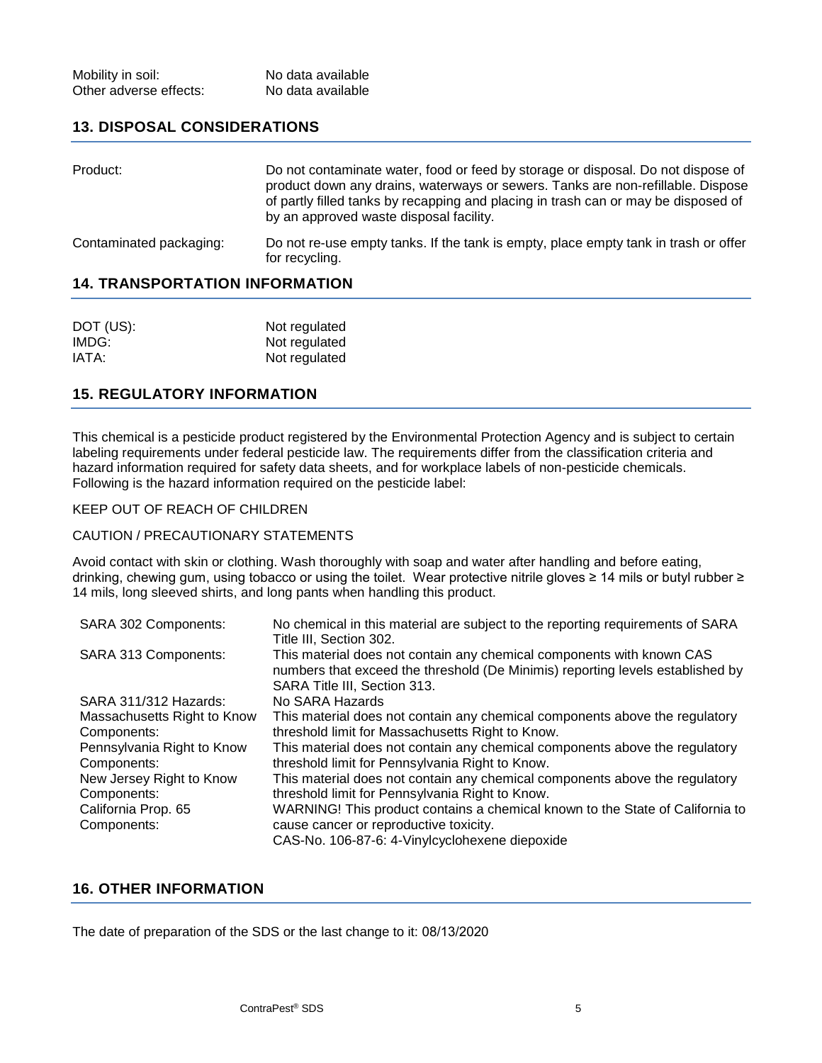| | |
|---|---|
| Mobility in soil: | No data available |
| Other adverse effects: | No data available |

## 13. DISPOSAL CONSIDERATIONS

| | |
|---|---|
| Product: | Do not contaminate water, food or feed by storage or disposal. Do not dispose of product down any drains, waterways or sewers. Tanks are non-refillable. Dispose of partly filled tanks by recapping and placing in trash can or may be disposed of by an approved waste disposal facility. |
| Contaminated packaging: | Do not re-use empty tanks. If the tank is empty, place empty tank in trash or offer for recycling. |

## 14. TRANSPORTATION INFORMATION

| | |
|---|---|
| DOT (US): | Not regulated |
| IMDG: | Not regulated |
| IATA: | Not regulated |

## 15. REGULATORY INFORMATION

This chemical is a pesticide product registered by the Environmental Protection Agency and is subject to certain labeling requirements under federal pesticide law. The requirements differ from the classification criteria and hazard information required for safety data sheets, and for workplace labels of non-pesticide chemicals. Following is the hazard information required on the pesticide label:

KEEP OUT OF REACH OF CHILDREN

CAUTION / PRECAUTIONARY STATEMENTS

Avoid contact with skin or clothing. Wash thoroughly with soap and water after handling and before eating, drinking, chewing gum, using tobacco or using the toilet. Wear protective nitrile gloves ≥ 14 mils or butyl rubber ≥ 14 mils, long sleeved shirts, and long pants when handling this product.

| | |
|---|---|
| SARA 302 Components: | No chemical in this material are subject to the reporting requirements of SARA Title III, Section 302. |
| SARA 313 Components: | This material does not contain any chemical components with known CAS numbers that exceed the threshold (De Minimis) reporting levels established by SARA Title III, Section 313. |
| SARA 311/312 Hazards: | No SARA Hazards |
| Massachusetts Right to Know Components: | This material does not contain any chemical components above the regulatory threshold limit for Massachusetts Right to Know. |
| Pennsylvania Right to Know Components: | This material does not contain any chemical components above the regulatory threshold limit for Pennsylvania Right to Know. |
| New Jersey Right to Know Components: | This material does not contain any chemical components above the regulatory threshold limit for Pennsylvania Right to Know. |
| California Prop. 65 Components: | WARNING! This product contains a chemical known to the State of California to cause cancer or reproductive toxicity.<br>CAS-No. 106-87-6: 4-Vinylcyclohexene diepoxide |

## 16. OTHER INFORMATION

The date of preparation of the SDS or the last change to it: 08/13/2020